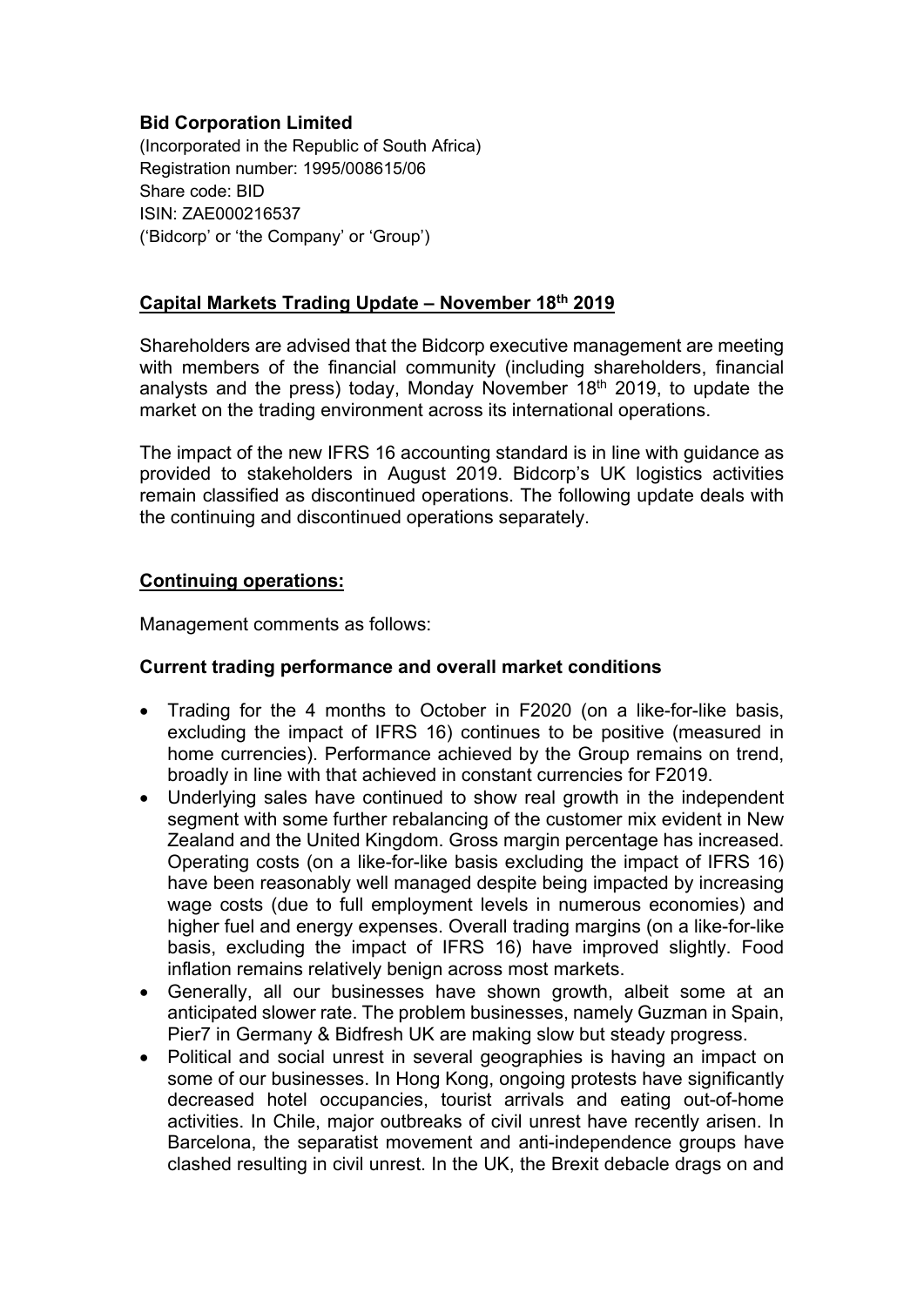**Bid Corporation Limited**

(Incorporated in the Republic of South Africa)
Registration number: 1995/008615/06
Share code: BID
ISIN: ZAE000216537
('Bidcorp' or 'the Company' or 'Group')

## Capital Markets Trading Update – November 18th 2019

Shareholders are advised that the Bidcorp executive management are meeting with members of the financial community (including shareholders, financial analysts and the press) today, Monday November 18th 2019, to update the market on the trading environment across its international operations.

The impact of the new IFRS 16 accounting standard is in line with guidance as provided to stakeholders in August 2019. Bidcorp's UK logistics activities remain classified as discontinued operations. The following update deals with the continuing and discontinued operations separately.

## Continuing operations:

Management comments as follows:

### Current trading performance and overall market conditions

- Trading for the 4 months to October in F2020 (on a like-for-like basis, excluding the impact of IFRS 16) continues to be positive (measured in home currencies). Performance achieved by the Group remains on trend, broadly in line with that achieved in constant currencies for F2019.
- Underlying sales have continued to show real growth in the independent segment with some further rebalancing of the customer mix evident in New Zealand and the United Kingdom. Gross margin percentage has increased. Operating costs (on a like-for-like basis excluding the impact of IFRS 16) have been reasonably well managed despite being impacted by increasing wage costs (due to full employment levels in numerous economies) and higher fuel and energy expenses. Overall trading margins (on a like-for-like basis, excluding the impact of IFRS 16) have improved slightly. Food inflation remains relatively benign across most markets.
- Generally, all our businesses have shown growth, albeit some at an anticipated slower rate. The problem businesses, namely Guzman in Spain, Pier7 in Germany & Bidfresh UK are making slow but steady progress.
- Political and social unrest in several geographies is having an impact on some of our businesses. In Hong Kong, ongoing protests have significantly decreased hotel occupancies, tourist arrivals and eating out-of-home activities. In Chile, major outbreaks of civil unrest have recently arisen. In Barcelona, the separatist movement and anti-independence groups have clashed resulting in civil unrest. In the UK, the Brexit debacle drags on and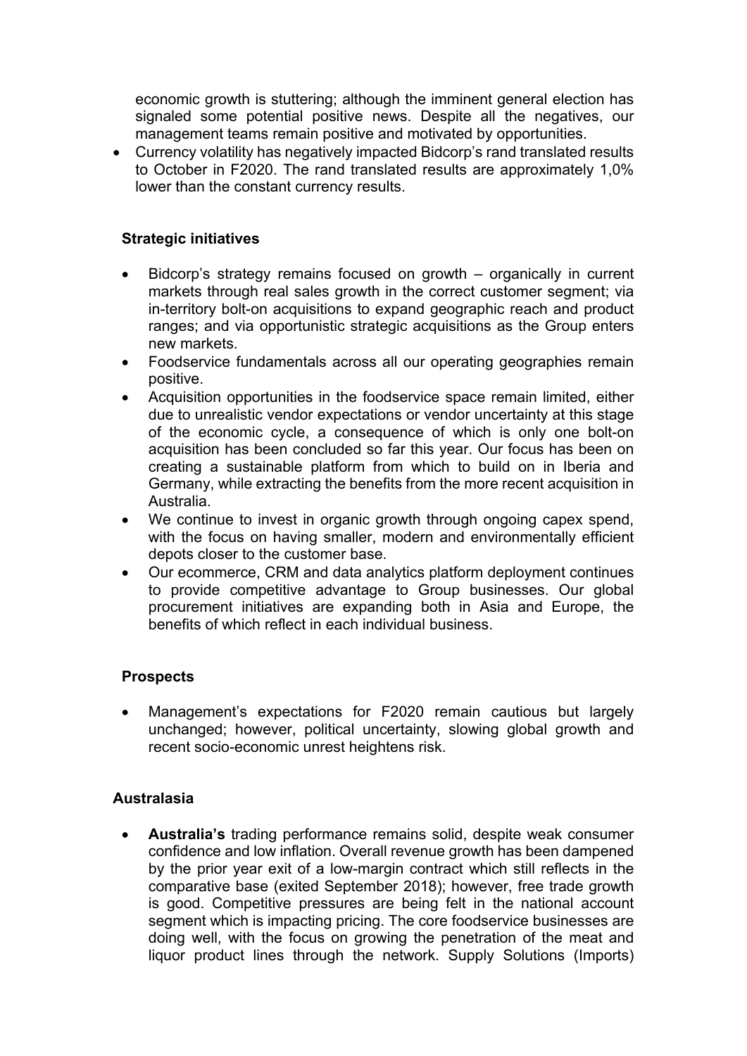economic growth is stuttering; although the imminent general election has signaled some potential positive news. Despite all the negatives, our management teams remain positive and motivated by opportunities.

- Currency volatility has negatively impacted Bidcorp's rand translated results to October in F2020. The rand translated results are approximately 1,0% lower than the constant currency results.

### Strategic initiatives

- Bidcorp's strategy remains focused on growth – organically in current markets through real sales growth in the correct customer segment; via in-territory bolt-on acquisitions to expand geographic reach and product ranges; and via opportunistic strategic acquisitions as the Group enters new markets.
- Foodservice fundamentals across all our operating geographies remain positive.
- Acquisition opportunities in the foodservice space remain limited, either due to unrealistic vendor expectations or vendor uncertainty at this stage of the economic cycle, a consequence of which is only one bolt-on acquisition has been concluded so far this year. Our focus has been on creating a sustainable platform from which to build on in Iberia and Germany, while extracting the benefits from the more recent acquisition in Australia.
- We continue to invest in organic growth through ongoing capex spend, with the focus on having smaller, modern and environmentally efficient depots closer to the customer base.
- Our ecommerce, CRM and data analytics platform deployment continues to provide competitive advantage to Group businesses. Our global procurement initiatives are expanding both in Asia and Europe, the benefits of which reflect in each individual business.

### Prospects

- Management's expectations for F2020 remain cautious but largely unchanged; however, political uncertainty, slowing global growth and recent socio-economic unrest heightens risk.

### Australasia

- **Australia's** trading performance remains solid, despite weak consumer confidence and low inflation. Overall revenue growth has been dampened by the prior year exit of a low-margin contract which still reflects in the comparative base (exited September 2018); however, free trade growth is good. Competitive pressures are being felt in the national account segment which is impacting pricing. The core foodservice businesses are doing well, with the focus on growing the penetration of the meat and liquor product lines through the network. Supply Solutions (Imports)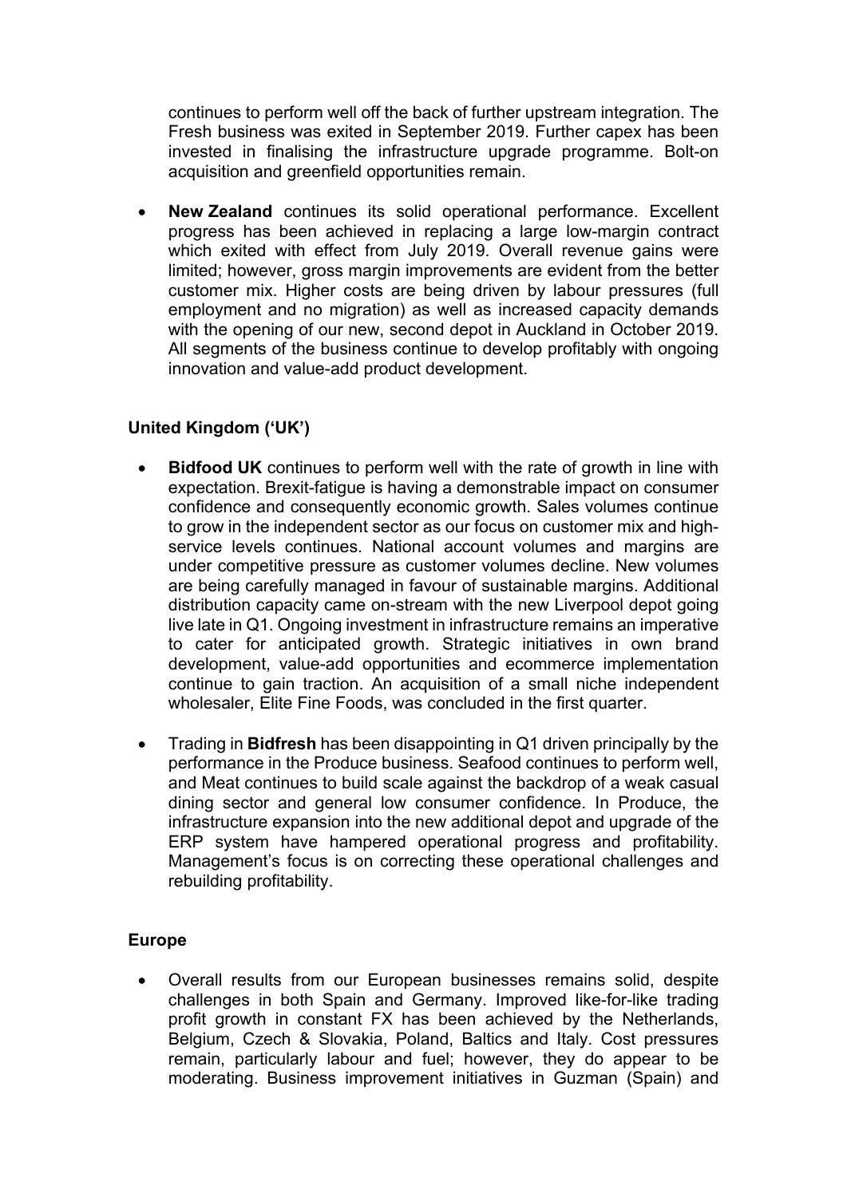continues to perform well off the back of further upstream integration. The Fresh business was exited in September 2019. Further capex has been invested in finalising the infrastructure upgrade programme. Bolt-on acquisition and greenfield opportunities remain.

- **New Zealand** continues its solid operational performance. Excellent progress has been achieved in replacing a large low-margin contract which exited with effect from July 2019. Overall revenue gains were limited; however, gross margin improvements are evident from the better customer mix. Higher costs are being driven by labour pressures (full employment and no migration) as well as increased capacity demands with the opening of our new, second depot in Auckland in October 2019. All segments of the business continue to develop profitably with ongoing innovation and value-add product development.

## United Kingdom ('UK')

- **Bidfood UK** continues to perform well with the rate of growth in line with expectation. Brexit-fatigue is having a demonstrable impact on consumer confidence and consequently economic growth. Sales volumes continue to grow in the independent sector as our focus on customer mix and high-service levels continues. National account volumes and margins are under competitive pressure as customer volumes decline. New volumes are being carefully managed in favour of sustainable margins. Additional distribution capacity came on-stream with the new Liverpool depot going live late in Q1. Ongoing investment in infrastructure remains an imperative to cater for anticipated growth. Strategic initiatives in own brand development, value-add opportunities and ecommerce implementation continue to gain traction. An acquisition of a small niche independent wholesaler, Elite Fine Foods, was concluded in the first quarter.

- Trading in **Bidfresh** has been disappointing in Q1 driven principally by the performance in the Produce business. Seafood continues to perform well, and Meat continues to build scale against the backdrop of a weak casual dining sector and general low consumer confidence. In Produce, the infrastructure expansion into the new additional depot and upgrade of the ERP system have hampered operational progress and profitability. Management's focus is on correcting these operational challenges and rebuilding profitability.

## Europe

- Overall results from our European businesses remains solid, despite challenges in both Spain and Germany. Improved like-for-like trading profit growth in constant FX has been achieved by the Netherlands, Belgium, Czech & Slovakia, Poland, Baltics and Italy. Cost pressures remain, particularly labour and fuel; however, they do appear to be moderating. Business improvement initiatives in Guzman (Spain) and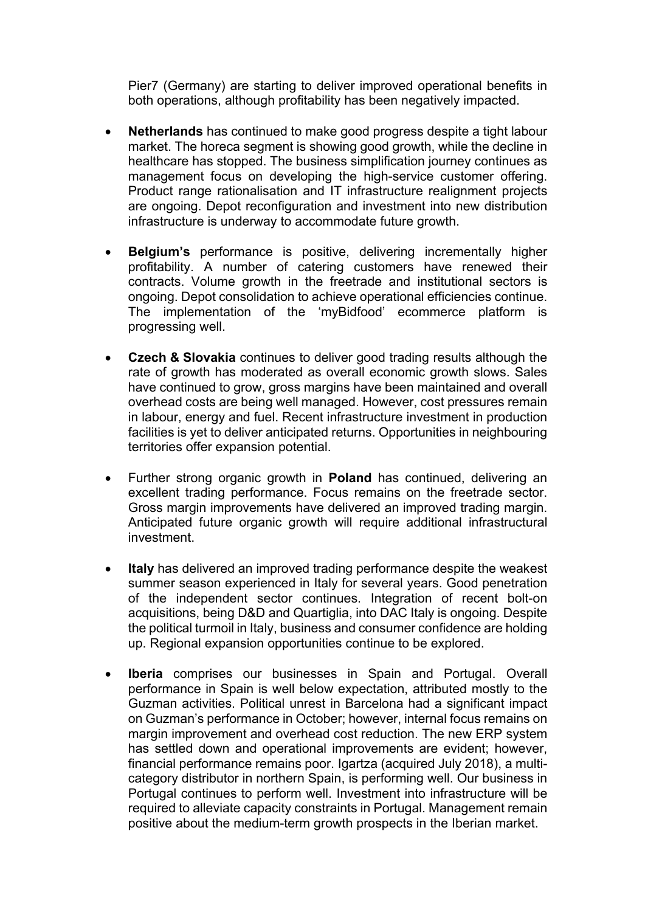Pier7 (Germany) are starting to deliver improved operational benefits in both operations, although profitability has been negatively impacted.

- **Netherlands** has continued to make good progress despite a tight labour market. The horeca segment is showing good growth, while the decline in healthcare has stopped. The business simplification journey continues as management focus on developing the high-service customer offering. Product range rationalisation and IT infrastructure realignment projects are ongoing. Depot reconfiguration and investment into new distribution infrastructure is underway to accommodate future growth.

- **Belgium's** performance is positive, delivering incrementally higher profitability. A number of catering customers have renewed their contracts. Volume growth in the freetrade and institutional sectors is ongoing. Depot consolidation to achieve operational efficiencies continue. The implementation of the 'myBidfood' ecommerce platform is progressing well.

- **Czech & Slovakia** continues to deliver good trading results although the rate of growth has moderated as overall economic growth slows. Sales have continued to grow, gross margins have been maintained and overall overhead costs are being well managed. However, cost pressures remain in labour, energy and fuel. Recent infrastructure investment in production facilities is yet to deliver anticipated returns. Opportunities in neighbouring territories offer expansion potential.

- Further strong organic growth in **Poland** has continued, delivering an excellent trading performance. Focus remains on the freetrade sector. Gross margin improvements have delivered an improved trading margin. Anticipated future organic growth will require additional infrastructural investment.

- **Italy** has delivered an improved trading performance despite the weakest summer season experienced in Italy for several years. Good penetration of the independent sector continues. Integration of recent bolt-on acquisitions, being D&D and Quartiglia, into DAC Italy is ongoing. Despite the political turmoil in Italy, business and consumer confidence are holding up. Regional expansion opportunities continue to be explored.

- **Iberia** comprises our businesses in Spain and Portugal. Overall performance in Spain is well below expectation, attributed mostly to the Guzman activities. Political unrest in Barcelona had a significant impact on Guzman's performance in October; however, internal focus remains on margin improvement and overhead cost reduction. The new ERP system has settled down and operational improvements are evident; however, financial performance remains poor. Igartza (acquired July 2018), a multi-category distributor in northern Spain, is performing well. Our business in Portugal continues to perform well. Investment into infrastructure will be required to alleviate capacity constraints in Portugal. Management remain positive about the medium-term growth prospects in the Iberian market.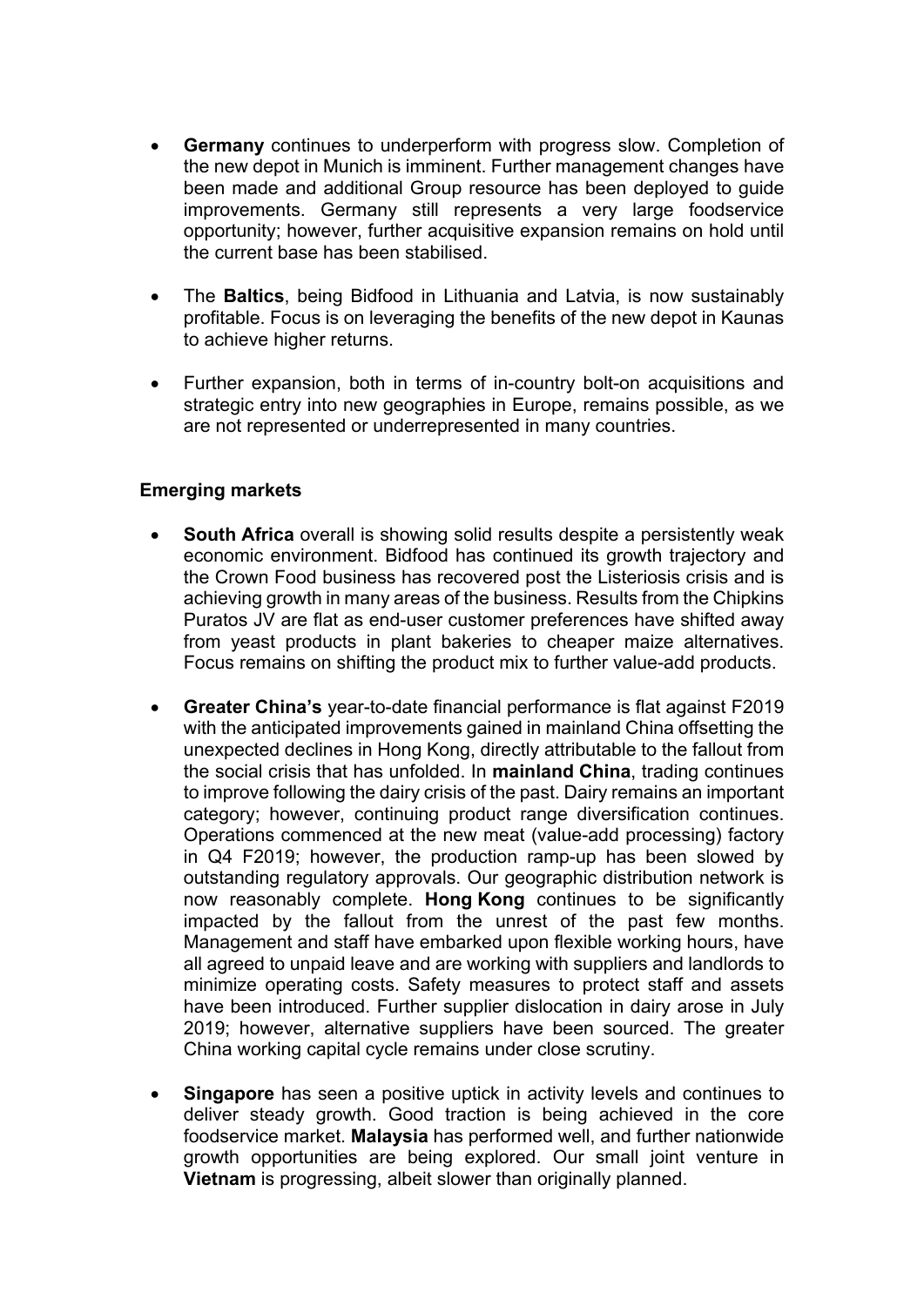- **Germany** continues to underperform with progress slow. Completion of the new depot in Munich is imminent. Further management changes have been made and additional Group resource has been deployed to guide improvements. Germany still represents a very large foodservice opportunity; however, further acquisitive expansion remains on hold until the current base has been stabilised.

- The **Baltics**, being Bidfood in Lithuania and Latvia, is now sustainably profitable. Focus is on leveraging the benefits of the new depot in Kaunas to achieve higher returns.

- Further expansion, both in terms of in-country bolt-on acquisitions and strategic entry into new geographies in Europe, remains possible, as we are not represented or underrepresented in many countries.

**Emerging markets**

- **South Africa** overall is showing solid results despite a persistently weak economic environment. Bidfood has continued its growth trajectory and the Crown Food business has recovered post the Listeriosis crisis and is achieving growth in many areas of the business. Results from the Chipkins Puratos JV are flat as end-user customer preferences have shifted away from yeast products in plant bakeries to cheaper maize alternatives. Focus remains on shifting the product mix to further value-add products.

- **Greater China's** year-to-date financial performance is flat against F2019 with the anticipated improvements gained in mainland China offsetting the unexpected declines in Hong Kong, directly attributable to the fallout from the social crisis that has unfolded. In **mainland China**, trading continues to improve following the dairy crisis of the past. Dairy remains an important category; however, continuing product range diversification continues. Operations commenced at the new meat (value-add processing) factory in Q4 F2019; however, the production ramp-up has been slowed by outstanding regulatory approvals. Our geographic distribution network is now reasonably complete. **Hong Kong** continues to be significantly impacted by the fallout from the unrest of the past few months. Management and staff have embarked upon flexible working hours, have all agreed to unpaid leave and are working with suppliers and landlords to minimize operating costs. Safety measures to protect staff and assets have been introduced. Further supplier dislocation in dairy arose in July 2019; however, alternative suppliers have been sourced. The greater China working capital cycle remains under close scrutiny.

- **Singapore** has seen a positive uptick in activity levels and continues to deliver steady growth. Good traction is being achieved in the core foodservice market. **Malaysia** has performed well, and further nationwide growth opportunities are being explored. Our small joint venture in **Vietnam** is progressing, albeit slower than originally planned.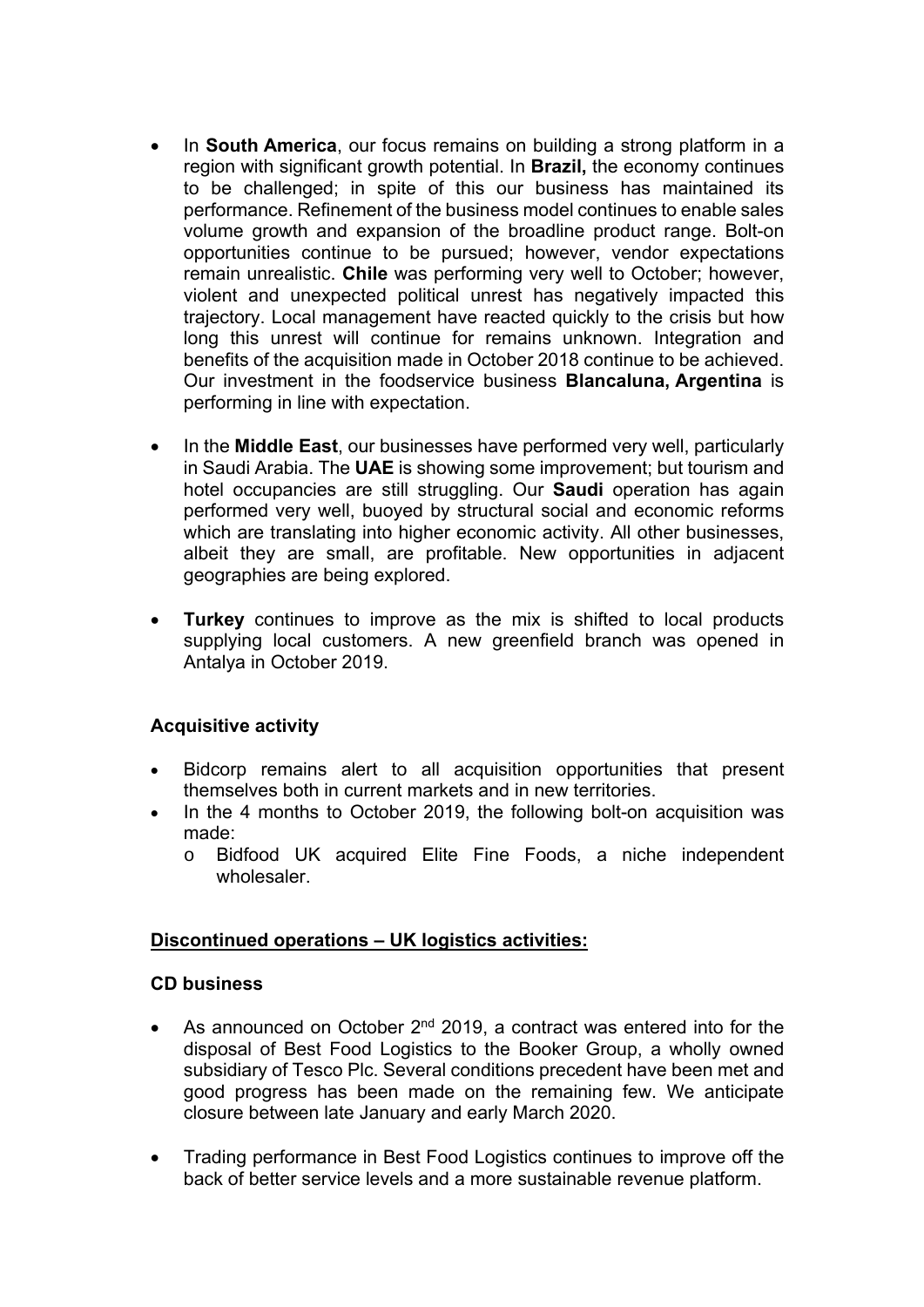- In **South America**, our focus remains on building a strong platform in a region with significant growth potential. In **Brazil,** the economy continues to be challenged; in spite of this our business has maintained its performance. Refinement of the business model continues to enable sales volume growth and expansion of the broadline product range. Bolt-on opportunities continue to be pursued; however, vendor expectations remain unrealistic. **Chile** was performing very well to October; however, violent and unexpected political unrest has negatively impacted this trajectory. Local management have reacted quickly to the crisis but how long this unrest will continue for remains unknown. Integration and benefits of the acquisition made in October 2018 continue to be achieved. Our investment in the foodservice business **Blancaluna, Argentina** is performing in line with expectation.

- In the **Middle East**, our businesses have performed very well, particularly in Saudi Arabia. The **UAE** is showing some improvement; but tourism and hotel occupancies are still struggling. Our **Saudi** operation has again performed very well, buoyed by structural social and economic reforms which are translating into higher economic activity. All other businesses, albeit they are small, are profitable. New opportunities in adjacent geographies are being explored.

- **Turkey** continues to improve as the mix is shifted to local products supplying local customers. A new greenfield branch was opened in Antalya in October 2019.

**Acquisitive activity**

- Bidcorp remains alert to all acquisition opportunities that present themselves both in current markets and in new territories.
- In the 4 months to October 2019, the following bolt-on acquisition was made:
  - Bidfood UK acquired Elite Fine Foods, a niche independent wholesaler.

**<u>Discontinued operations – UK logistics activities:</u>**

**CD business**

- As announced on October 2nd 2019, a contract was entered into for the disposal of Best Food Logistics to the Booker Group, a wholly owned subsidiary of Tesco Plc. Several conditions precedent have been met and good progress has been made on the remaining few. We anticipate closure between late January and early March 2020.

- Trading performance in Best Food Logistics continues to improve off the back of better service levels and a more sustainable revenue platform.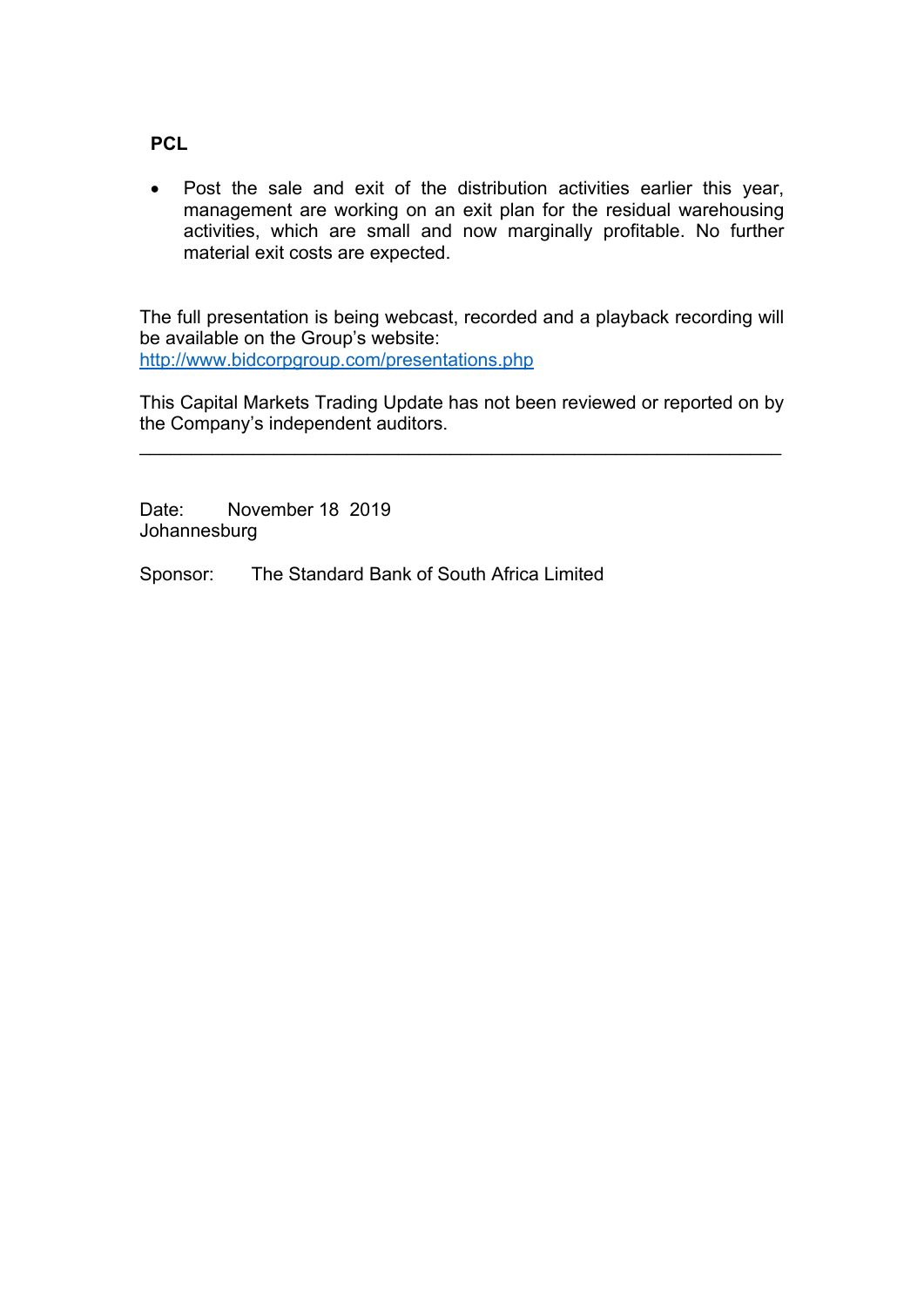**PCL**

- Post the sale and exit of the distribution activities earlier this year, management are working on an exit plan for the residual warehousing activities, which are small and now marginally profitable. No further material exit costs are expected.

The full presentation is being webcast, recorded and a playback recording will be available on the Group's website:
http://www.bidcorpgroup.com/presentations.php

This Capital Markets Trading Update has not been reviewed or reported on by the Company's independent auditors.

---

Date: November 18 2019
Johannesburg

Sponsor: The Standard Bank of South Africa Limited